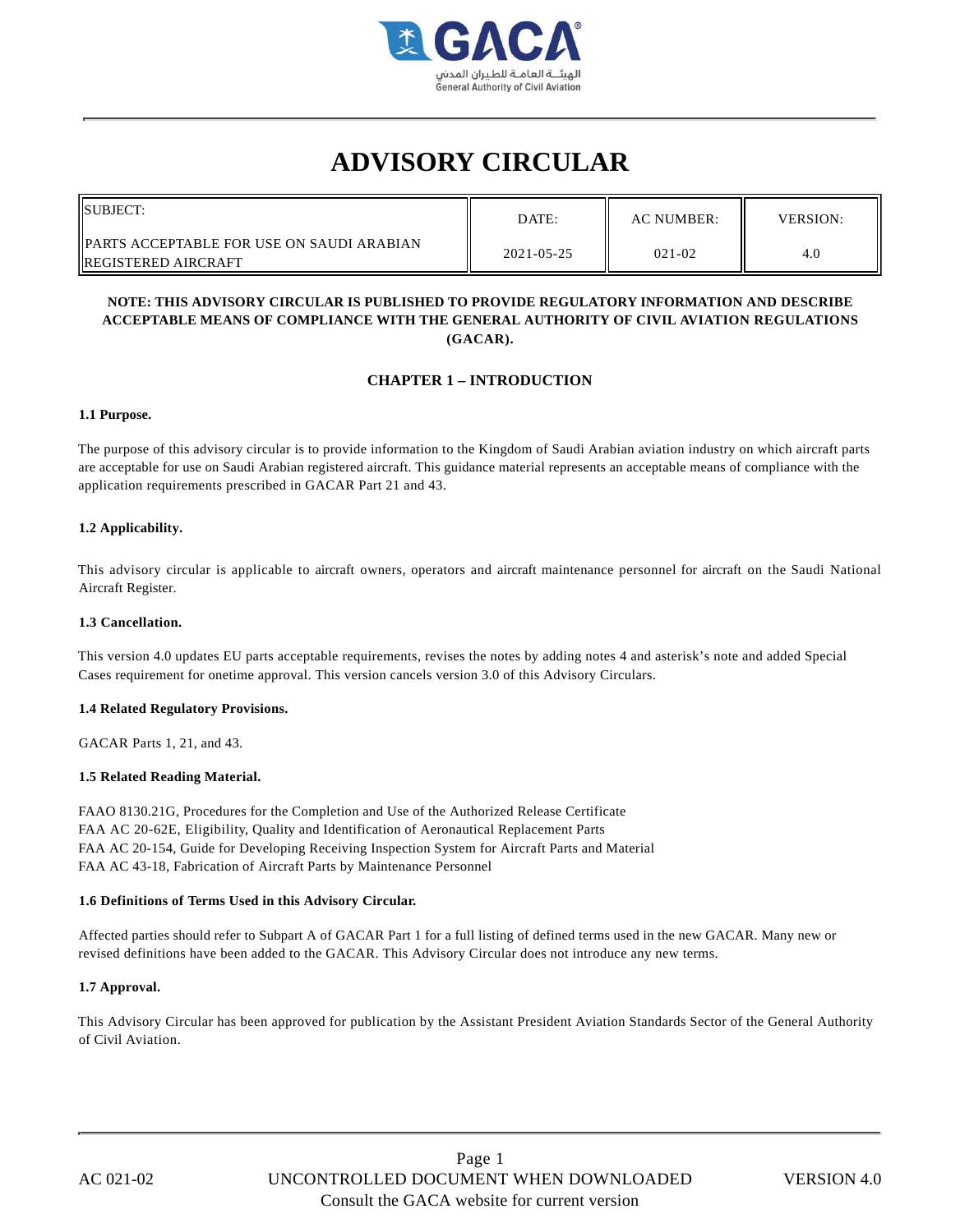# ADVISORY CIRCULAR

| SUBJECT: PARTS ACCEPTABLE FOR USE ON SAUDI ARABIAN REGISTERED AIRCRAFT | DATE: | AC NUMBER: | VERSION: |
|---|---|---|---|
| | 2021-05-25 | 021-02 | 4.0 |

**NOTE: THIS ADVISORY CIRCULAR IS PUBLISHED TO PROVIDE REGULATORY INFORMATION AND DESCRIBE ACCEPTABLE MEANS OF COMPLIANCE WITH THE GENERAL AUTHORITY OF CIVIL AVIATION REGULATIONS (GACAR).**

## CHAPTER 1 – INTRODUCTION

### 1.1 Purpose.

The purpose of this advisory circular is to provide information to the Kingdom of Saudi Arabian aviation industry on which aircraft parts are acceptable for use on Saudi Arabian registered aircraft. This guidance material represents an acceptable means of compliance with the application requirements prescribed in GACAR Part 21 and 43.

### 1.2 Applicability.

This advisory circular is applicable to aircraft owners, operators and aircraft maintenance personnel for aircraft on the Saudi National Aircraft Register.

### 1.3 Cancellation.

This version 4.0 updates EU parts acceptable requirements, revises the notes by adding notes 4 and asterisk's note and added Special Cases requirement for onetime approval. This version cancels version 3.0 of this Advisory Circulars.

### 1.4 Related Regulatory Provisions.

GACAR Parts 1, 21, and 43.

### 1.5 Related Reading Material.

FAAO 8130.21G, Procedures for the Completion and Use of the Authorized Release Certificate
FAA AC 20-62E, Eligibility, Quality and Identification of Aeronautical Replacement Parts
FAA AC 20-154, Guide for Developing Receiving Inspection System for Aircraft Parts and Material
FAA AC 43-18, Fabrication of Aircraft Parts by Maintenance Personnel

### 1.6 Definitions of Terms Used in this Advisory Circular.

Affected parties should refer to Subpart A of GACAR Part 1 for a full listing of defined terms used in the new GACAR. Many new or revised definitions have been added to the GACAR. This Advisory Circular does not introduce any new terms.

### 1.7 Approval.

This Advisory Circular has been approved for publication by the Assistant President Aviation Standards Sector of the General Authority of Civil Aviation.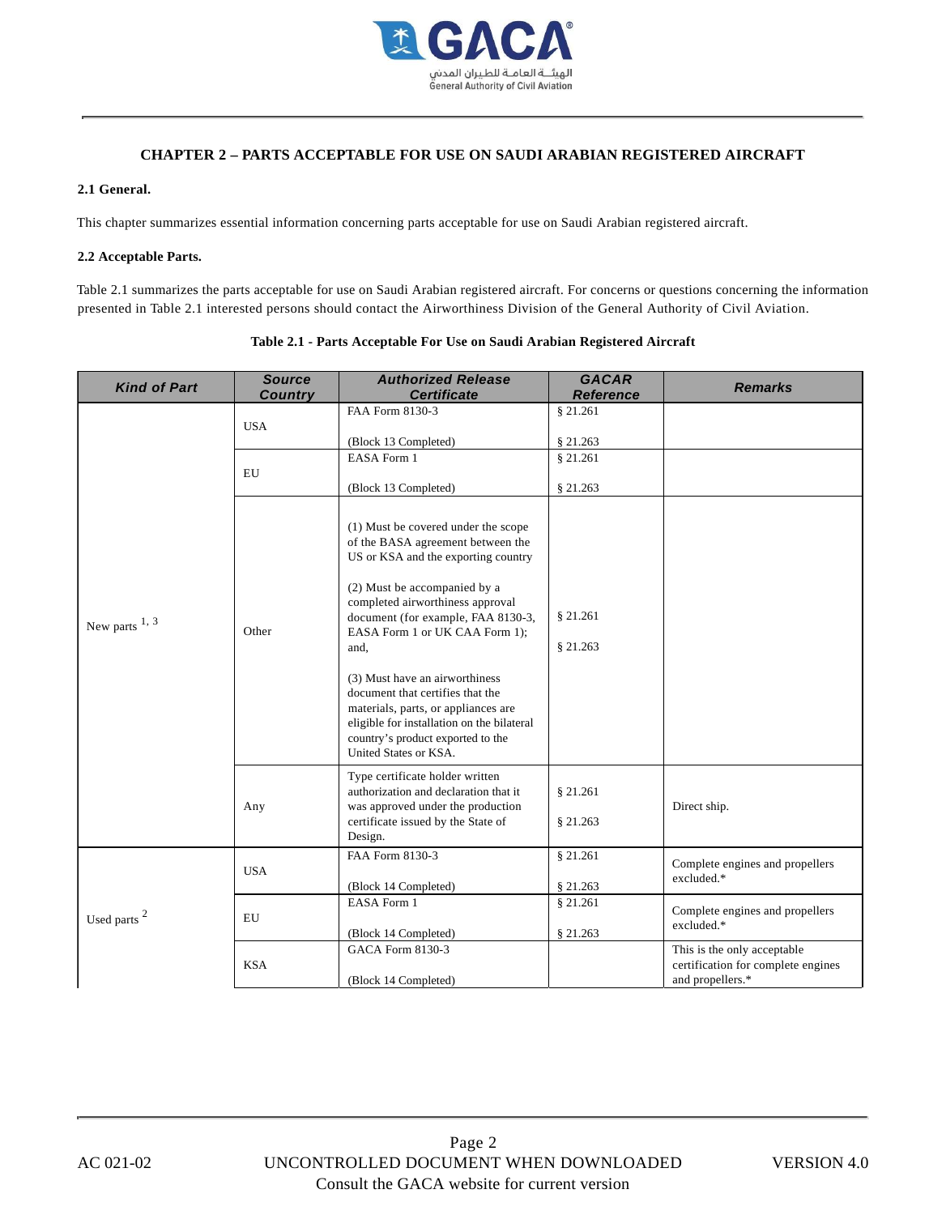## CHAPTER 2 – PARTS ACCEPTABLE FOR USE ON SAUDI ARABIAN REGISTERED AIRCRAFT

### 2.1 General.

This chapter summarizes essential information concerning parts acceptable for use on Saudi Arabian registered aircraft.

### 2.2 Acceptable Parts.

Table 2.1 summarizes the parts acceptable for use on Saudi Arabian registered aircraft. For concerns or questions concerning the information presented in Table 2.1 interested persons should contact the Airworthiness Division of the General Authority of Civil Aviation.

**Table 2.1 - Parts Acceptable For Use on Saudi Arabian Registered Aircraft**

| Kind of Part | Source Country | Authorized Release Certificate | GACAR Reference | Remarks |
|---|---|---|---|---|
| New parts [1, 3] | USA | FAA Form 8130-3<br><br>(Block 13 Completed) | § 21.261<br><br>§ 21.263 | |
| | EU | EASA Form 1<br><br>(Block 13 Completed) | § 21.261<br><br>§ 21.263 | |
| | Other | (1) Must be covered under the scope of the BASA agreement between the US or KSA and the exporting country<br><br>(2) Must be accompanied by a completed airworthiness approval document (for example, FAA 8130-3, EASA Form 1 or UK CAA Form 1); and,<br><br>(3) Must have an airworthiness document that certifies that the materials, parts, or appliances are eligible for installation on the bilateral country's product exported to the United States or KSA. | § 21.261<br><br>§ 21.263 | |
| | Any | Type certificate holder written authorization and declaration that it was approved under the production certificate issued by the State of Design. | § 21.261<br><br>§ 21.263 | Direct ship. |
| Used parts [2] | USA | FAA Form 8130-3<br><br>(Block 14 Completed) | § 21.261<br><br>§ 21.263 | Complete engines and propellers excluded.* |
| | EU | EASA Form 1<br><br>(Block 14 Completed) | § 21.261<br><br>§ 21.263 | Complete engines and propellers excluded.* |
| | KSA | GACA Form 8130-3<br><br>(Block 14 Completed) | | This is the only acceptable certification for complete engines and propellers.* |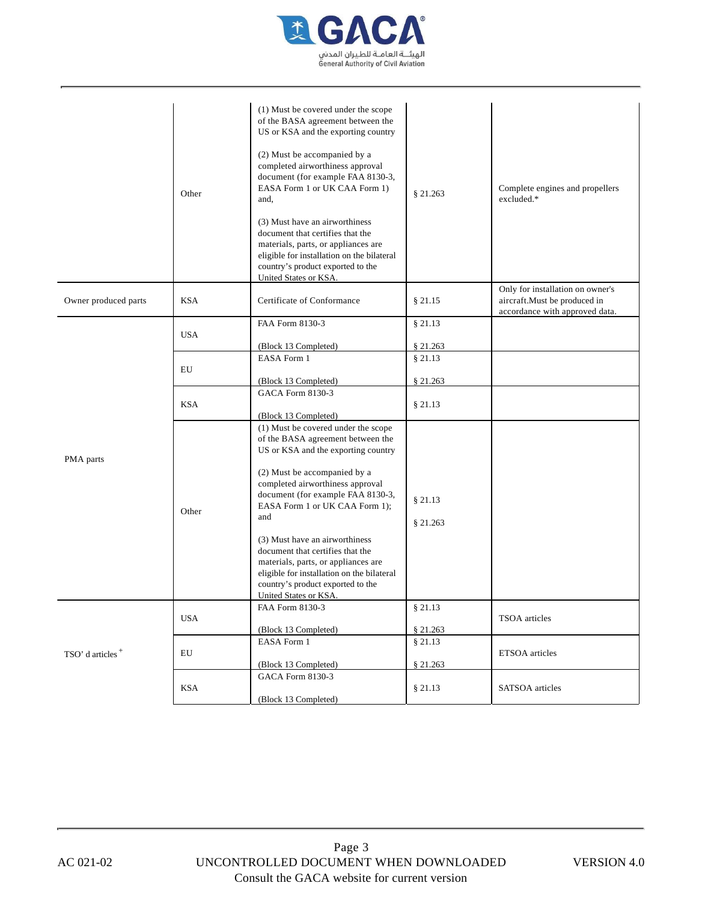| | | | | |
|---|---|---|---|---|
| | Other | (1) Must be covered under the scope of the BASA agreement between the US or KSA and the exporting country<br><br>(2) Must be accompanied by a completed airworthiness approval document (for example FAA 8130-3, EASA Form 1 or UK CAA Form 1) and,<br><br>(3) Must have an airworthiness document that certifies that the materials, parts, or appliances are eligible for installation on the bilateral country's product exported to the United States or KSA. | § 21.263 | Complete engines and propellers excluded.* |
| Owner produced parts | KSA | Certificate of Conformance | § 21.15 | Only for installation on owner's aircraft.Must be produced in accordance with approved data. |
| PMA parts | USA | FAA Form 8130-3<br><br>(Block 13 Completed) | § 21.13<br><br>§ 21.263 | |
| | EU | EASA Form 1<br><br>(Block 13 Completed) | § 21.13<br><br>§ 21.263 | |
| | KSA | GACA Form 8130-3<br><br>(Block 13 Completed) | § 21.13 | |
| | Other | (1) Must be covered under the scope of the BASA agreement between the US or KSA and the exporting country<br><br>(2) Must be accompanied by a completed airworthiness approval document (for example FAA 8130-3, EASA Form 1 or UK CAA Form 1); and<br><br>(3) Must have an airworthiness document that certifies that the materials, parts, or appliances are eligible for installation on the bilateral country's product exported to the United States or KSA. | § 21.13<br><br>§ 21.263 | |
| TSO' d articles + | USA | FAA Form 8130-3<br><br>(Block 13 Completed) | § 21.13<br><br>§ 21.263 | TSOA articles |
| | EU | EASA Form 1<br><br>(Block 13 Completed) | § 21.13<br><br>§ 21.263 | ETSOA articles |
| | KSA | GACA Form 8130-3<br><br>(Block 13 Completed) | § 21.13 | SATSOA articles |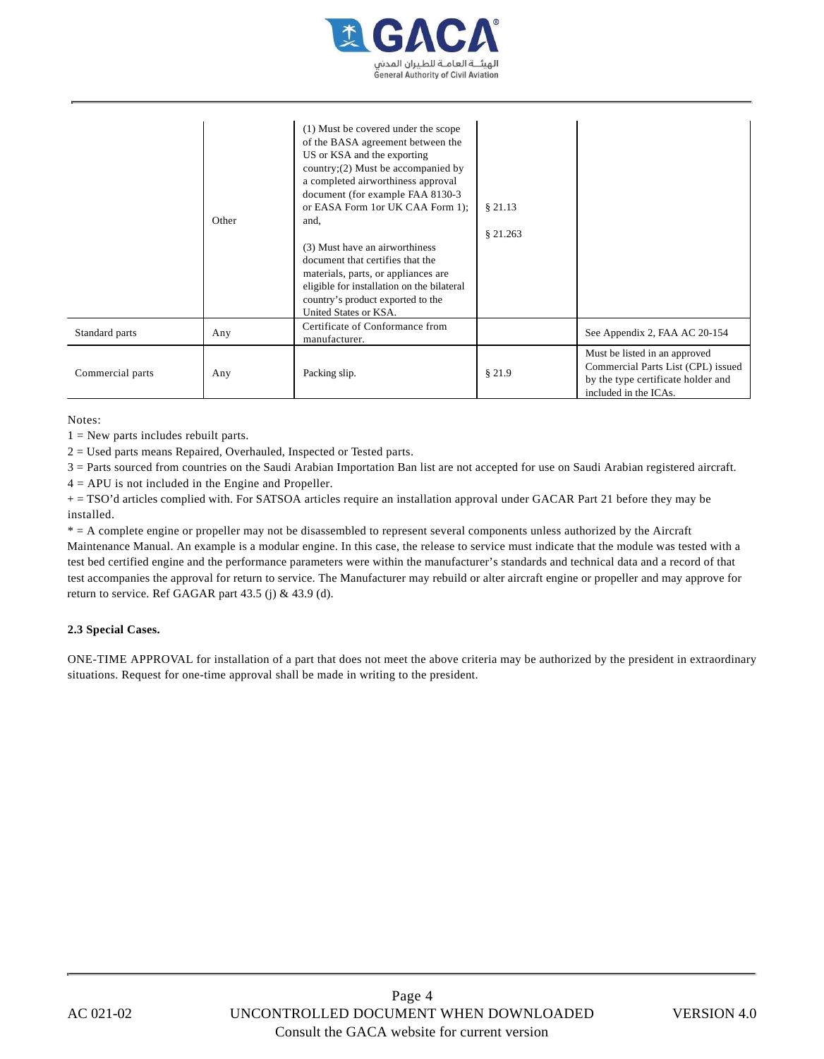| | | | | |
|---|---|---|---|---|
| | Other | (1) Must be covered under the scope of the BASA agreement between the US or KSA and the exporting country;(2) Must be accompanied by a completed airworthiness approval document (for example FAA 8130-3 or EASA Form 1or UK CAA Form 1); and,<br><br>(3) Must have an airworthiness document that certifies that the materials, parts, or appliances are eligible for installation on the bilateral country's product exported to the United States or KSA. | § 21.13<br><br>§ 21.263 | |
| Standard parts | Any | Certificate of Conformance from manufacturer. | | See Appendix 2, FAA AC 20-154 |
| Commercial parts | Any | Packing slip. | § 21.9 | Must be listed in an approved Commercial Parts List (CPL) issued by the type certificate holder and included in the ICAs. |

Notes:

1 = New parts includes rebuilt parts.

2 = Used parts means Repaired, Overhauled, Inspected or Tested parts.

3 = Parts sourced from countries on the Saudi Arabian Importation Ban list are not accepted for use on Saudi Arabian registered aircraft.

4 = APU is not included in the Engine and Propeller.

+ = TSO'd articles complied with. For SATSOA articles require an installation approval under GACAR Part 21 before they may be installed.

* = A complete engine or propeller may not be disassembled to represent several components unless authorized by the Aircraft Maintenance Manual. An example is a modular engine. In this case, the release to service must indicate that the module was tested with a test bed certified engine and the performance parameters were within the manufacturer's standards and technical data and a record of that test accompanies the approval for return to service. The Manufacturer may rebuild or alter aircraft engine or propeller and may approve for return to service. Ref GAGAR part 43.5 (j) & 43.9 (d).

**2.3 Special Cases.**

ONE-TIME APPROVAL for installation of a part that does not meet the above criteria may be authorized by the president in extraordinary situations. Request for one-time approval shall be made in writing to the president.